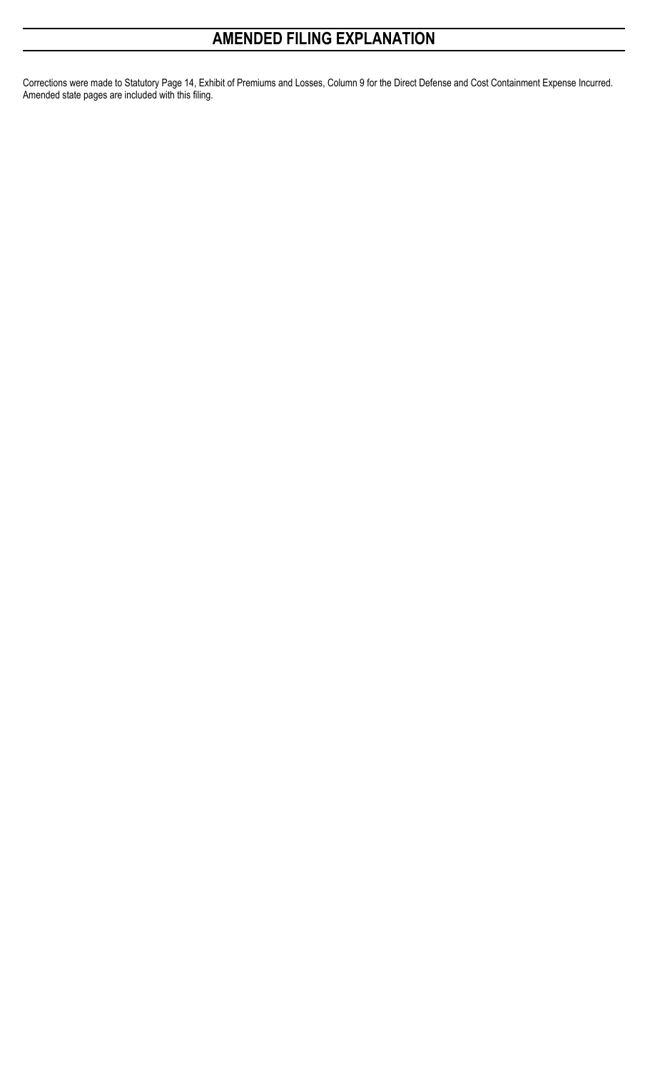# AMENDED FILING EXPLANATION

Corrections were made to Statutory Page 14, Exhibit of Premiums and Losses, Column 9 for the Direct Defense and Cost Containment Expense Incurred. Amended state pages are included with this filing.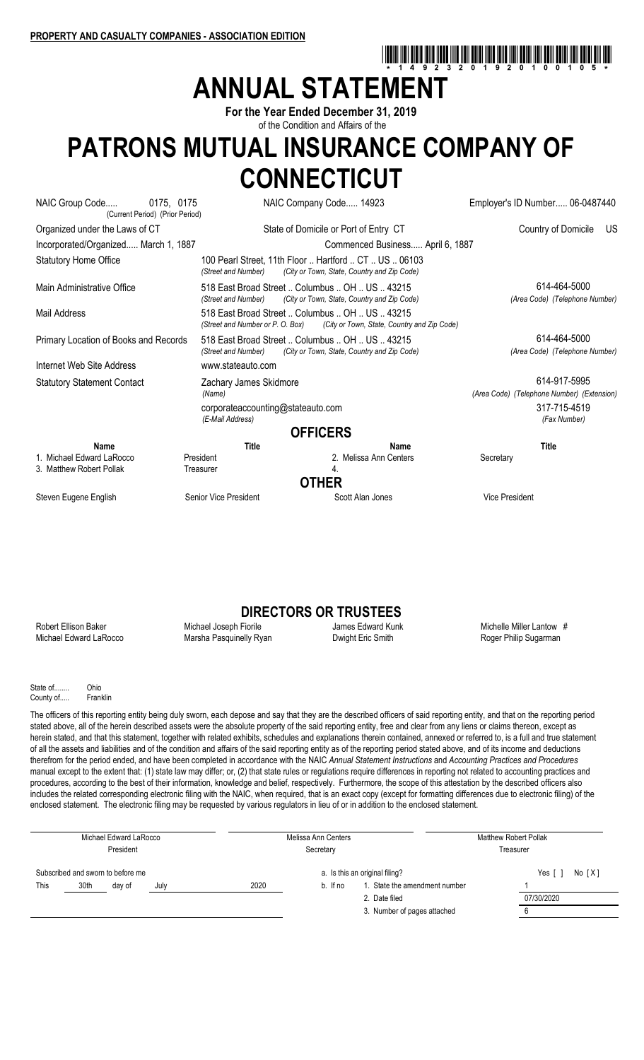**PROPERTY AND CASUALTY COMPANIES - ASSOCIATION EDITION**

\* 1 4 9 2 3 2 0 1 9 2 0 1 0 0 1 0 5 \*

# ANNUAL STATEMENT

**For the Year Ended December 31, 2019**

of the Condition and Affairs of the

# PATRONS MUTUAL INSURANCE COMPANY OF CONNECTICUT

| | | |
|---|---|---|
| NAIC Group Code..... 0175, 0175 (Current Period) (Prior Period) | NAIC Company Code..... 14923 | Employer's ID Number..... 06-0487440 |
| Organized under the Laws of CT | State of Domicile or Port of Entry CT | Country of Domicile US |
| Incorporated/Organized..... March 1, 1887 | Commenced Business..... April 6, 1887 | |
| Statutory Home Office | 100 Pearl Street, 11th Floor .. Hartford .. CT .. US .. 06103 *(Street and Number) (City or Town, State, Country and Zip Code)* | |
| Main Administrative Office | 518 East Broad Street .. Columbus .. OH .. US .. 43215 *(Street and Number) (City or Town, State, Country and Zip Code)* | 614-464-5000 *(Area Code) (Telephone Number)* |
| Mail Address | 518 East Broad Street .. Columbus .. OH .. US .. 43215 *(Street and Number or P. O. Box) (City or Town, State, Country and Zip Code)* | |
| Primary Location of Books and Records | 518 East Broad Street .. Columbus .. OH .. US .. 43215 *(Street and Number) (City or Town, State, Country and Zip Code)* | 614-464-5000 *(Area Code) (Telephone Number)* |
| Internet Web Site Address | www.stateauto.com | |
| Statutory Statement Contact | Zachary James Skidmore *(Name)* | 614-917-5995 *(Area Code) (Telephone Number) (Extension)* |
| | corporateaccounting@stateauto.com *(E-Mail Address)* | 317-715-4519 *(Fax Number)* |

## OFFICERS

| Name | Title | Name | Title |
|---|---|---|---|
| 1. Michael Edward LaRocco | President | 2. Melissa Ann Centers | Secretary |
| 3. Matthew Robert Pollak | Treasurer | 4. | |

## OTHER

| | | | |
|---|---|---|---|
| Steven Eugene English | Senior Vice President | Scott Alan Jones | Vice President |

## DIRECTORS OR TRUSTEES

| | | | |
|---|---|---|---|
| Robert Ellison Baker | Michael Joseph Fiorile | James Edward Kunk | Michelle Miller Lantow # |
| Michael Edward LaRocco | Marsha Pasquinelly Ryan | Dwight Eric Smith | Roger Philip Sugarman |

State of........ Ohio
County of..... Franklin

The officers of this reporting entity being duly sworn, each depose and say that they are the described officers of said reporting entity, and that on the reporting period stated above, all of the herein described assets were the absolute property of the said reporting entity, free and clear from any liens or claims thereon, except as herein stated, and that this statement, together with related exhibits, schedules and explanations therein contained, annexed or referred to, is a full and true statement of all the assets and liabilities and of the condition and affairs of the said reporting entity as of the reporting period stated above, and of its income and deductions therefrom for the period ended, and have been completed in accordance with the NAIC *Annual Statement Instructions* and *Accounting Practices and Procedures* manual except to the extent that: (1) state law may differ; or, (2) that state rules or regulations require differences in reporting not related to accounting practices and procedures, according to the best of their information, knowledge and belief, respectively. Furthermore, the scope of this attestation by the described officers also includes the related corresponding electronic filing with the NAIC, when required, that is an exact copy (except for formatting differences due to electronic filing) of the enclosed statement. The electronic filing may be requested by various regulators in lieu of or in addition to the enclosed statement.

| | | |
|---|---|---|
| Michael Edward LaRocco | Melissa Ann Centers | Matthew Robert Pollak |
| President | Secretary | Treasurer |

| | | |
|---|---|---|
| Subscribed and sworn to before me | a. Is this an original filing? | Yes [ ] No [X] |
| This 30th day of July 2020 | b. If no 1. State the amendment number | 1 |
| | 2. Date filed | 07/30/2020 |
| | 3. Number of pages attached | 6 |